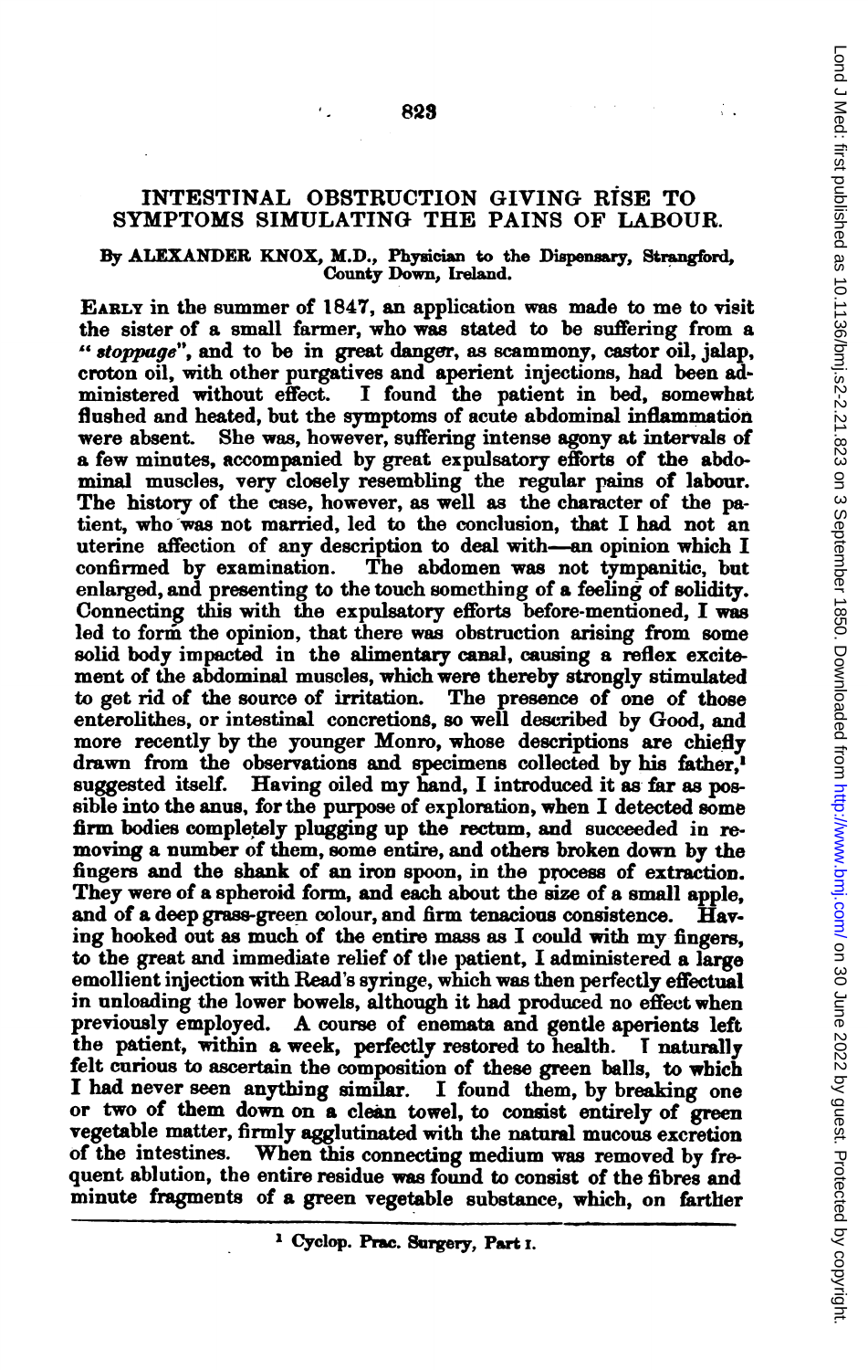# INTESTINAL OBSTRUCTION GIVING RISE TO SYMPTOMS SIMULATING THE PAINS OF LABOUR.

**By ALEXANDER KNOX, M.D., Physician to the Dispensary, Strangford, County Down, Ireland.**

EARLY in the summer of 1847, an application was made to me to visit the sister of a small farmer, who was stated to be suffering from a "*stoppage*", and to be in great danger, as scammony, castor oil, jalap, croton oil, with other purgatives and aperient injections, had been administered without effect. I found the patient in bed, somewhat flushed and heated, but the symptoms of acute abdominal inflammation were absent. She was, however, suffering intense agony at intervals of a few minutes, accompanied by great expulsatory efforts of the abdominal muscles, very closely resembling the regular pains of labour. The history of the case, however, as well as the character of the patient, who was not married, led to the conclusion, that I had not an uterine affection of any description to deal with—an opinion which I confirmed by examination. The abdomen was not tympanitic, but enlarged, and presenting to the touch something of a feeling of solidity. Connecting this with the expulsatory efforts before-mentioned, I was led to form the opinion, that there was obstruction arising from some solid body impacted in the alimentary canal, causing a reflex excitement of the abdominal muscles, which were thereby strongly stimulated to get rid of the source of irritation. The presence of one of those enterolithes, or intestinal concretions, so well described by Good, and more recently by the younger Monro, whose descriptions are chiefly drawn from the observations and specimens collected by his father,[1] suggested itself. Having oiled my hand, I introduced it as far as possible into the anus, for the purpose of exploration, when I detected some firm bodies completely plugging up the rectum, and succeeded in removing a number of them, some entire, and others broken down by the fingers and the shank of an iron spoon, in the process of extraction. They were of a spheroid form, and each about the size of a small apple, and of a deep grass-green colour, and firm tenacious consistence. Having hooked out as much of the entire mass as I could with my fingers, to the great and immediate relief of the patient, I administered a large emollient injection with Read's syringe, which was then perfectly effectual in unloading the lower bowels, although it had produced no effect when previously employed. A course of enemata and gentle aperients left the patient, within a week, perfectly restored to health. I naturally felt curious to ascertain the composition of these green balls, to which I had never seen anything similar. I found them, by breaking one or two of them down on a clean towel, to consist entirely of green vegetable matter, firmly agglutinated with the natural mucous excretion of the intestines. When this connecting medium was removed by frequent ablution, the entire residue was found to consist of the fibres and minute fragments of a green vegetable substance, which, on farther

[1] Cyclop. Prac. Surgery, Part I.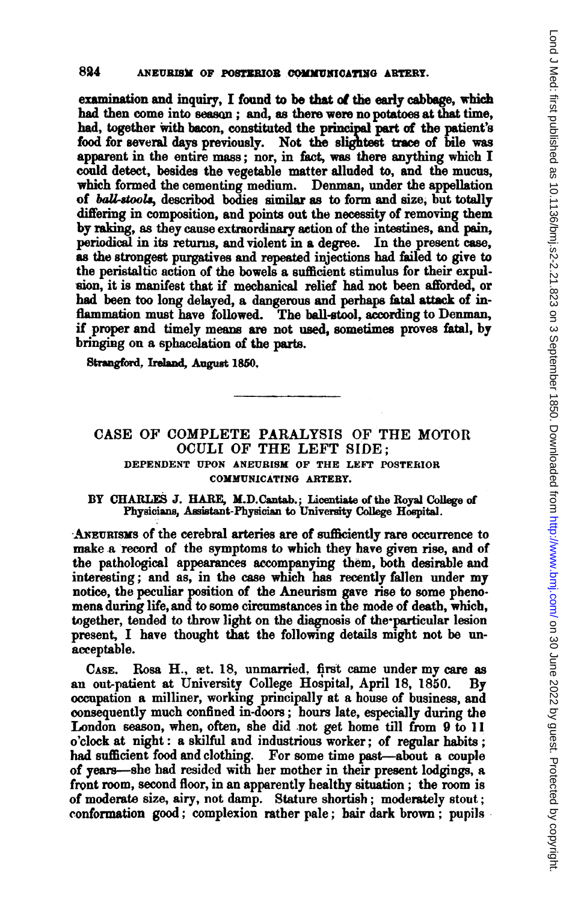examination and inquiry, I found to be that of the early cabbage, which had then come into season; and, as there were no potatoes at that time, had, together with bacon, constituted the principal part of the patient's food for several days previously. Not the slightest trace of bile was apparent in the entire mass; nor, in fact, was there anything which I could detect, besides the vegetable matter alluded to, and the mucus, which formed the cementing medium. Denman, under the appellation of *ball-stools*, described bodies similar as to form and size, but totally differing in composition, and points out the necessity of removing them by raking, as they cause extraordinary action of the intestines, and pain, periodical in its returns, and violent in a degree. In the present case, as the strongest purgatives and repeated injections had failed to give to the peristaltic action of the bowels a sufficient stimulus for their expulsion, it is manifest that if mechanical relief had not been afforded, or had been too long delayed, a dangerous and perhaps fatal attack of inflammation must have followed. The ball-stool, according to Denman, if proper and timely means are not used, sometimes proves fatal, by bringing on a sphacelation of the parts.

Strangford, Ireland, August 1850.

---

## CASE OF COMPLETE PARALYSIS OF THE MOTOR OCULI OF THE LEFT SIDE;

### DEPENDENT UPON ANEURISM OF THE LEFT POSTERIOR COMMUNICATING ARTERY.

BY CHARLES J. HARE, M.D.Cantab.; Licentiate of the Royal College of Physicians, Assistant-Physician to University College Hospital.

ANEURISMS of the cerebral arteries are of sufficiently rare occurrence to make a record of the symptoms to which they have given rise, and of the pathological appearances accompanying them, both desirable and interesting; and as, in the case which has recently fallen under my notice, the peculiar position of the Aneurism gave rise to some phenomena during life, and to some circumstances in the mode of death, which, together, tended to throw light on the diagnosis of the particular lesion present, I have thought that the following details might not be unacceptable.

CASE. Rosa H., æt. 18, unmarried, first came under my care as an out-patient at University College Hospital, April 18, 1850. By occupation a milliner, working principally at a house of business, and consequently much confined in-doors; hours late, especially during the London season, when, often, she did not get home till from 9 to 11 o'clock at night: a skilful and industrious worker; of regular habits; had sufficient food and clothing. For some time past—about a couple of years—she had resided with her mother in their present lodgings, a front room, second floor, in an apparently healthy situation; the room is of moderate size, airy, not damp. Stature shortish; moderately stout; conformation good; complexion rather pale; hair dark brown; pupils